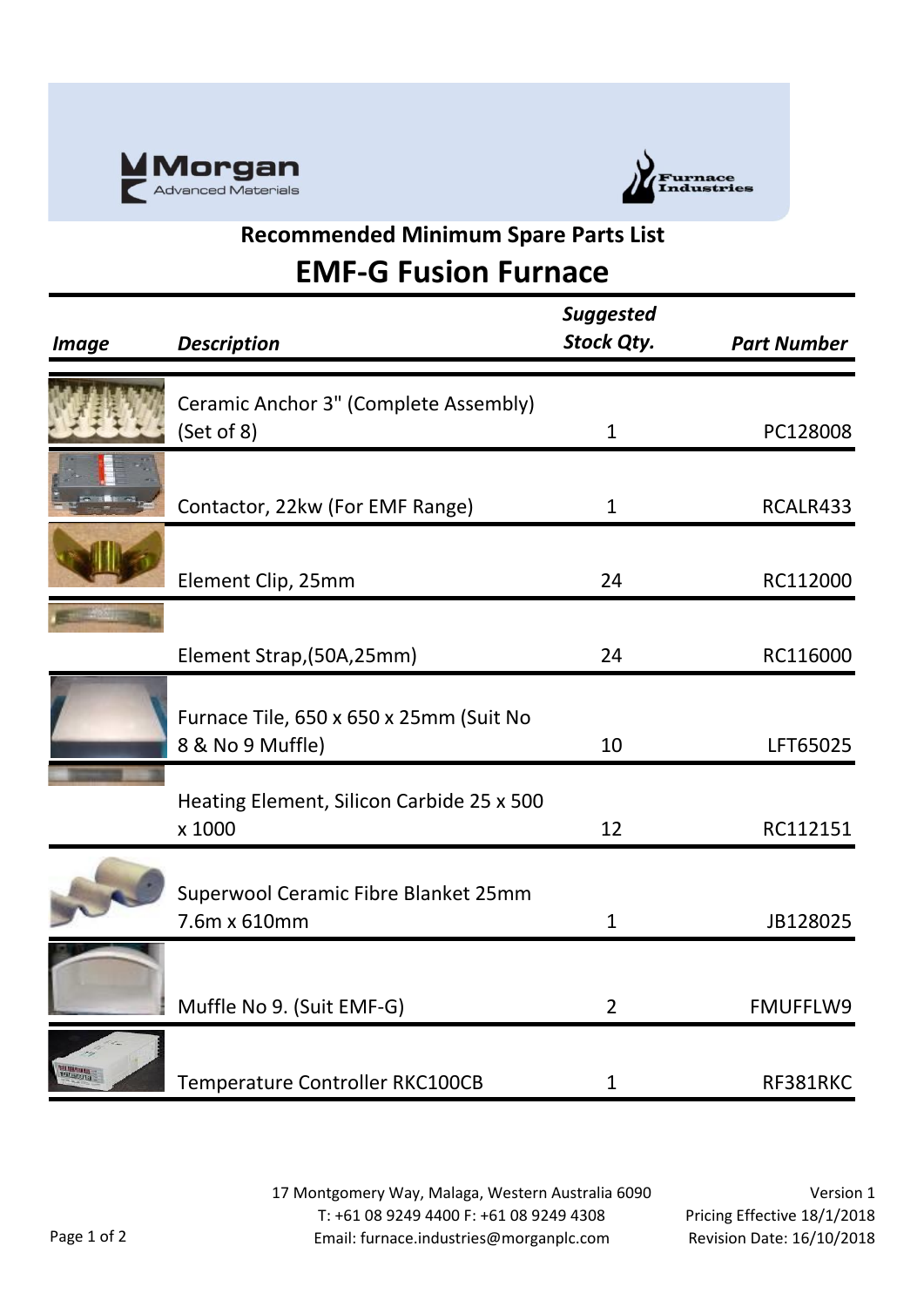Morgan Advanced Materials

Furnace Industries

## Recommended Minimum Spare Parts List

# EMF-G Fusion Furnace

| *Image* | *Description* | *Suggested Stock Qty.* | *Part Number* |
|---|---|---|---|
| | Ceramic Anchor 3" (Complete Assembly) (Set of 8) | 1 | PC128008 |
| | Contactor, 22kw (For EMF Range) | 1 | RCALR433 |
| | Element Clip, 25mm | 24 | RC112000 |
| | Element Strap,(50A,25mm) | 24 | RC116000 |
| | Furnace Tile, 650 x 650 x 25mm (Suit No 8 & No 9 Muffle) | 10 | LFT65025 |
| | Heating Element, Silicon Carbide 25 x 500 x 1000 | 12 | RC112151 |
| | Superwool Ceramic Fibre Blanket 25mm 7.6m x 610mm | 1 | JB128025 |
| | Muffle No 9. (Suit EMF-G) | 2 | FMUFFLW9 |
| | Temperature Controller RKC100CB | 1 | RF381RKC |

17 Montgomery Way, Malaga, Western Australia 6090
T: +61 08 9249 4400 F: +61 08 9249 4308
Email: furnace.industries@morganplc.com

Version 1
Pricing Effective 18/1/2018
Revision Date: 16/10/2018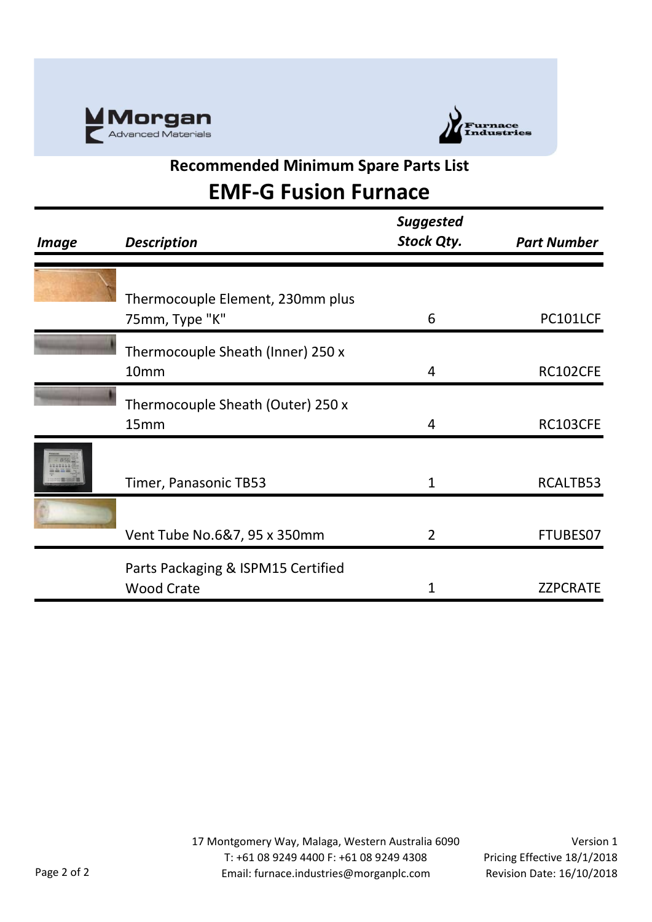## Recommended Minimum Spare Parts List

# EMF-G Fusion Furnace

| *Image* | *Description* | *Suggested Stock Qty.* | *Part Number* |
|---|---|---|---|
| | Thermocouple Element, 230mm plus 75mm, Type "K" | 6 | PC101LCF |
| | Thermocouple Sheath (Inner) 250 x 10mm | 4 | RC102CFE |
| | Thermocouple Sheath (Outer) 250 x 15mm | 4 | RC103CFE |
| | Timer, Panasonic TB53 | 1 | RCALTB53 |
| | Vent Tube No.6&7, 95 x 350mm | 2 | FTUBES07 |
| | Parts Packaging & ISPM15 Certified Wood Crate | 1 | ZZPCRATE |

17 Montgomery Way, Malaga, Western Australia 6090
T: +61 08 9249 4400 F: +61 08 9249 4308
Email: furnace.industries@morganplc.com

Version 1
Pricing Effective 18/1/2018
Revision Date: 16/10/2018